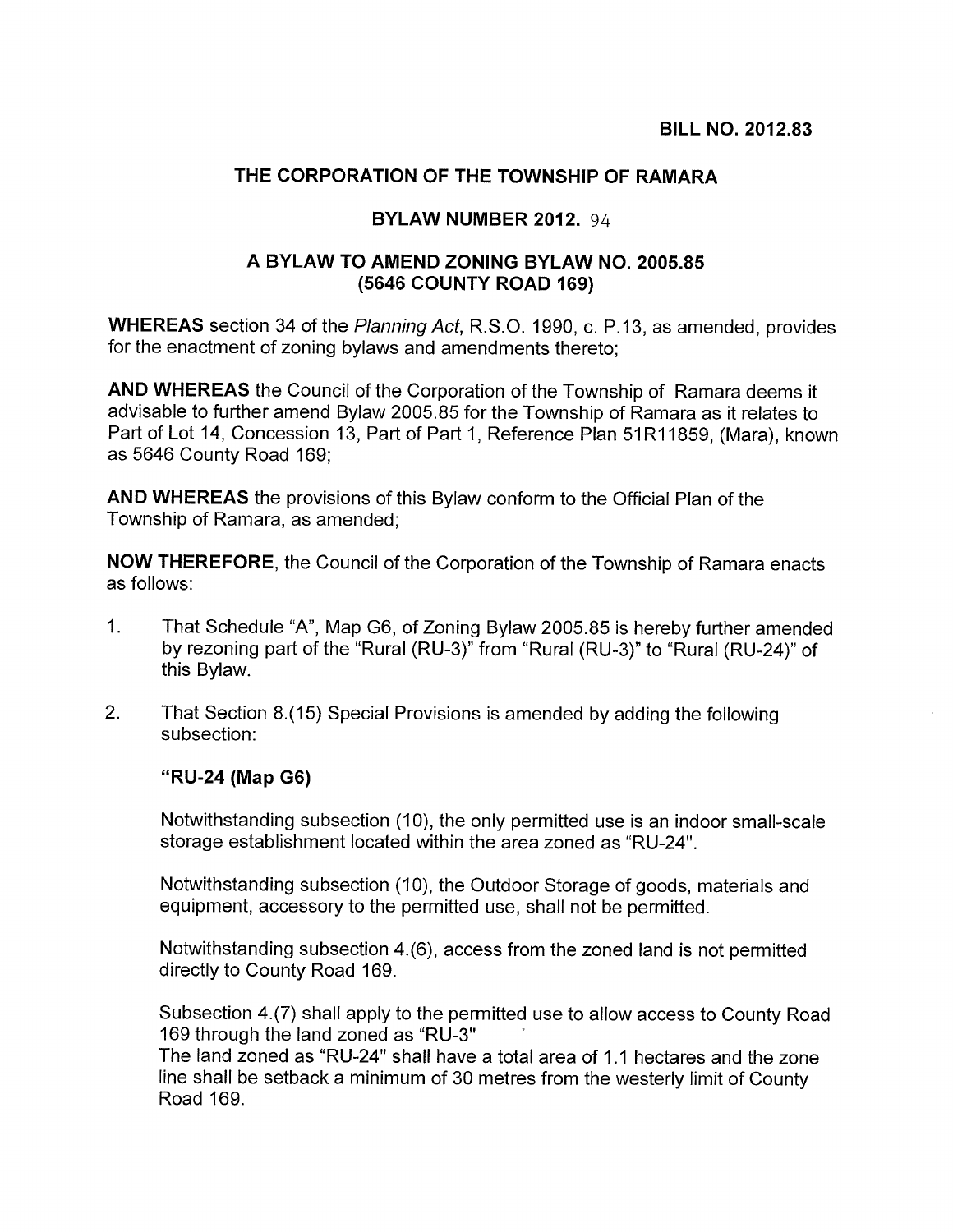**BILL NO. 2012.83**

## THE CORPORATION OF THE TOWNSHIP OF RAMARA

### BYLAW NUMBER 2012. 94

### A BYLAW TO AMEND ZONING BYLAW NO. 2005.85 (5646 COUNTY ROAD 169)

**WHEREAS** section 34 of the *Planning Act*, R.S.O. 1990, c. P.13, as amended, provides for the enactment of zoning bylaws and amendments thereto;

**AND WHEREAS** the Council of the Corporation of the Township of Ramara deems it advisable to further amend Bylaw 2005.85 for the Township of Ramara as it relates to Part of Lot 14, Concession 13, Part of Part 1, Reference Plan 51R11859, (Mara), known as 5646 County Road 169;

**AND WHEREAS** the provisions of this Bylaw conform to the Official Plan of the Township of Ramara, as amended;

**NOW THEREFORE**, the Council of the Corporation of the Township of Ramara enacts as follows:

1. That Schedule "A", Map G6, of Zoning Bylaw 2005.85 is hereby further amended by rezoning part of the "Rural (RU-3)" from "Rural (RU-3)" to "Rural (RU-24)" of this Bylaw.

2. That Section 8.(15) Special Provisions is amended by adding the following subsection:

   **"RU-24 (Map G6)**

   Notwithstanding subsection (10), the only permitted use is an indoor small-scale storage establishment located within the area zoned as "RU-24".

   Notwithstanding subsection (10), the Outdoor Storage of goods, materials and equipment, accessory to the permitted use, shall not be permitted.

   Notwithstanding subsection 4.(6), access from the zoned land is not permitted directly to County Road 169.

   Subsection 4.(7) shall apply to the permitted use to allow access to County Road 169 through the land zoned as "RU-3"
   The land zoned as "RU-24" shall have a total area of 1.1 hectares and the zone line shall be setback a minimum of 30 metres from the westerly limit of County Road 169.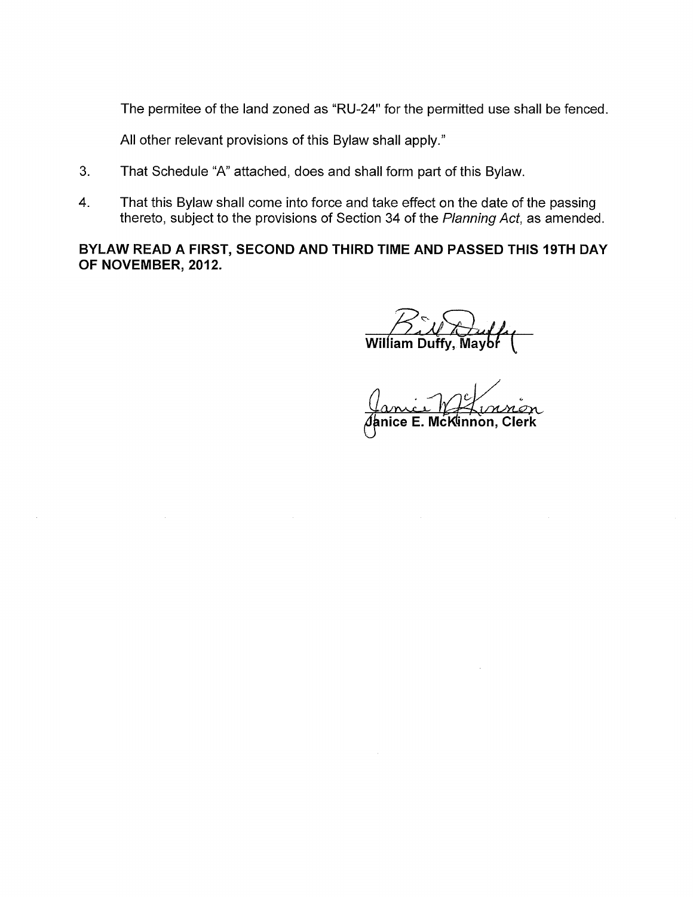The permitee of the land zoned as "RU-24" for the permitted use shall be fenced.

All other relevant provisions of this Bylaw shall apply."

3. That Schedule "A" attached, does and shall form part of this Bylaw.

4. That this Bylaw shall come into force and take effect on the date of the passing thereto, subject to the provisions of Section 34 of the *Planning Act*, as amended.

**BYLAW READ A FIRST, SECOND AND THIRD TIME AND PASSED THIS 19TH DAY OF NOVEMBER, 2012.**

William Duffy, Mayor

Janice E. McKinnon, Clerk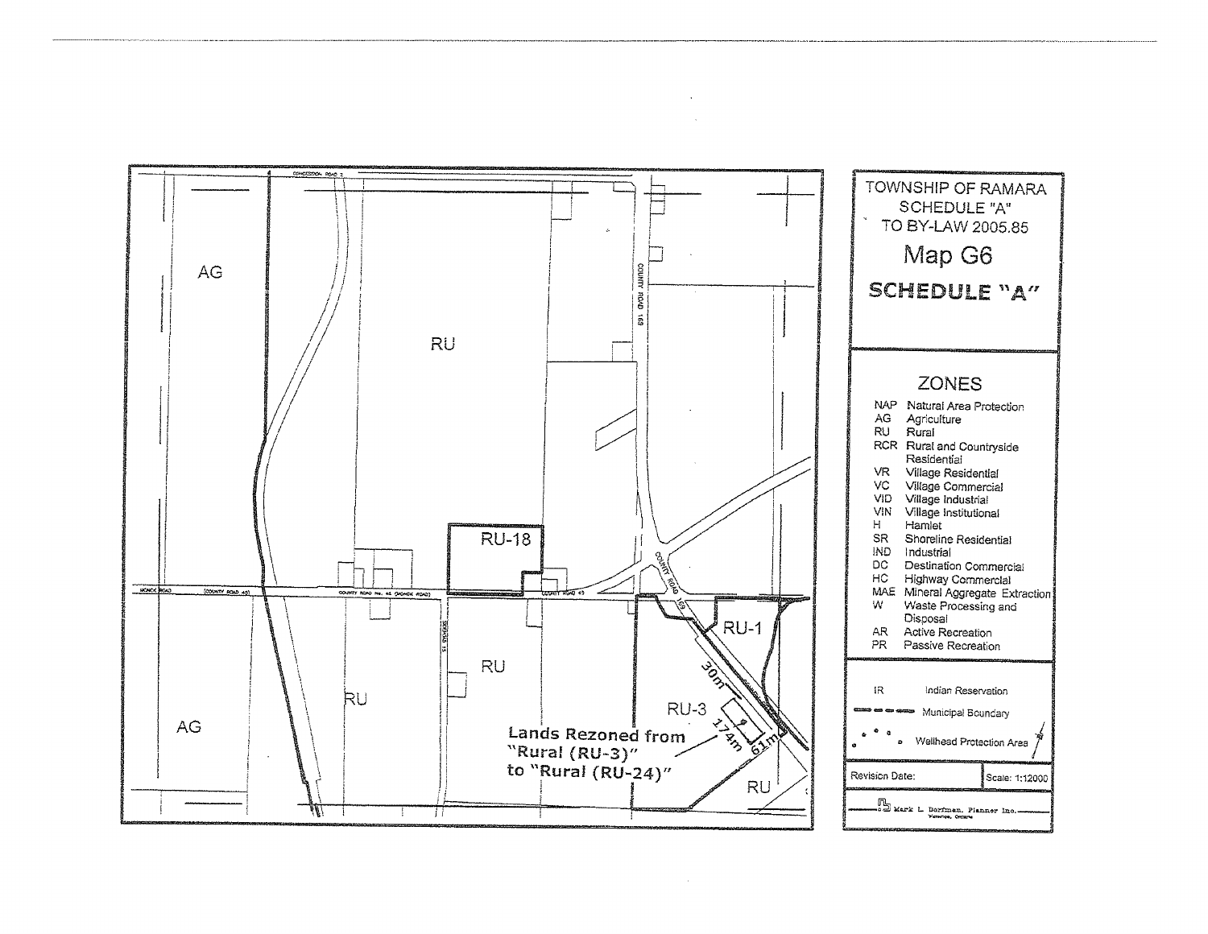TOWNSHIP OF RAMARA
SCHEDULE "A"
TO BY-LAW 2005.85

Map G6

**SCHEDULE "A"**

## ZONES

- NAP Natural Area Protection
- AG Agriculture
- RU Rural
- RCR Rural and Countryside Residential
- VR Village Residential
- VC Village Commercial
- VID Village Industrial
- VIN Village Institutional
- H Hamlet
- SR Shoreline Residential
- IND Industrial
- DC Destination Commercial
- HC Highway Commercial
- MAE Mineral Aggregate Extraction
- W Waste Processing and Disposal
- AR Active Recreation
- PR Passive Recreation

IR Indian Reservation

Municipal Boundary

Wellhead Protection Area

Revision Date:

Scale: 1:12000

Mark L. Dorfman, Planner Inc.

CONCESSION ROAD 2

COUNTY ROAD 169

MONCK ROAD (COUNTY ROAD 45)

COUNTY ROAD No. 45 (MONCK ROAD)

COUNTY ROAD 45

SIDEROAD 15

AG

RU

RU-18

RU

RU

AG

RU-1

RU-3

RU

30m

174m

61m

Lands Rezoned from "Rural (RU-3)" to "Rural (RU-24)"